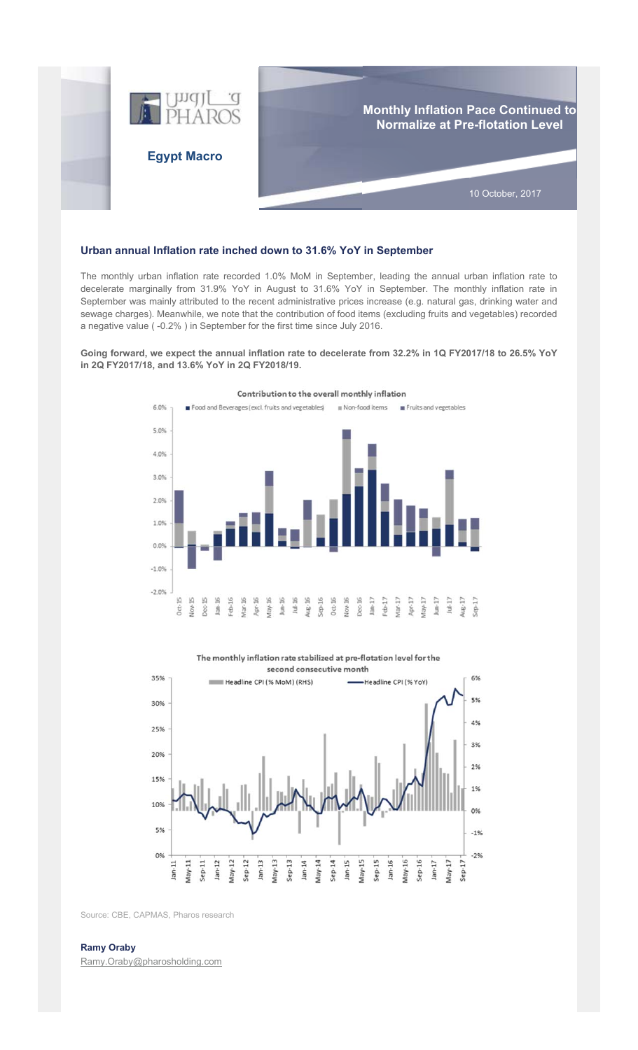PHAROS

**Egypt Macro**

# Monthly Inflation Pace Continued to Normalize at Pre-flotation Level

10 October, 2017

## Urban annual Inflation rate inched down to 31.6% YoY in September

The monthly urban inflation rate recorded 1.0% MoM in September, leading the annual urban inflation rate to decelerate marginally from 31.9% YoY in August to 31.6% YoY in September. The monthly inflation rate in September was mainly attributed to the recent administrative prices increase (e.g. natural gas, drinking water and sewage charges). Meanwhile, we note that the contribution of food items (excluding fruits and vegetables) recorded a negative value ( -0.2% ) in September for the first time since July 2016.

**Going forward, we expect the annual inflation rate to decelerate from 32.2% in 1Q FY2017/18 to 26.5% YoY in 2Q FY2017/18, and 13.6% YoY in 2Q FY2018/19.**

Contribution to the overall monthly inflation

The monthly inflation rate stabilized at pre-flotation level for the second consecutive month

Source: CBE, CAPMAS, Pharos research

**Ramy Oraby**
Ramy.Oraby@pharosholding.com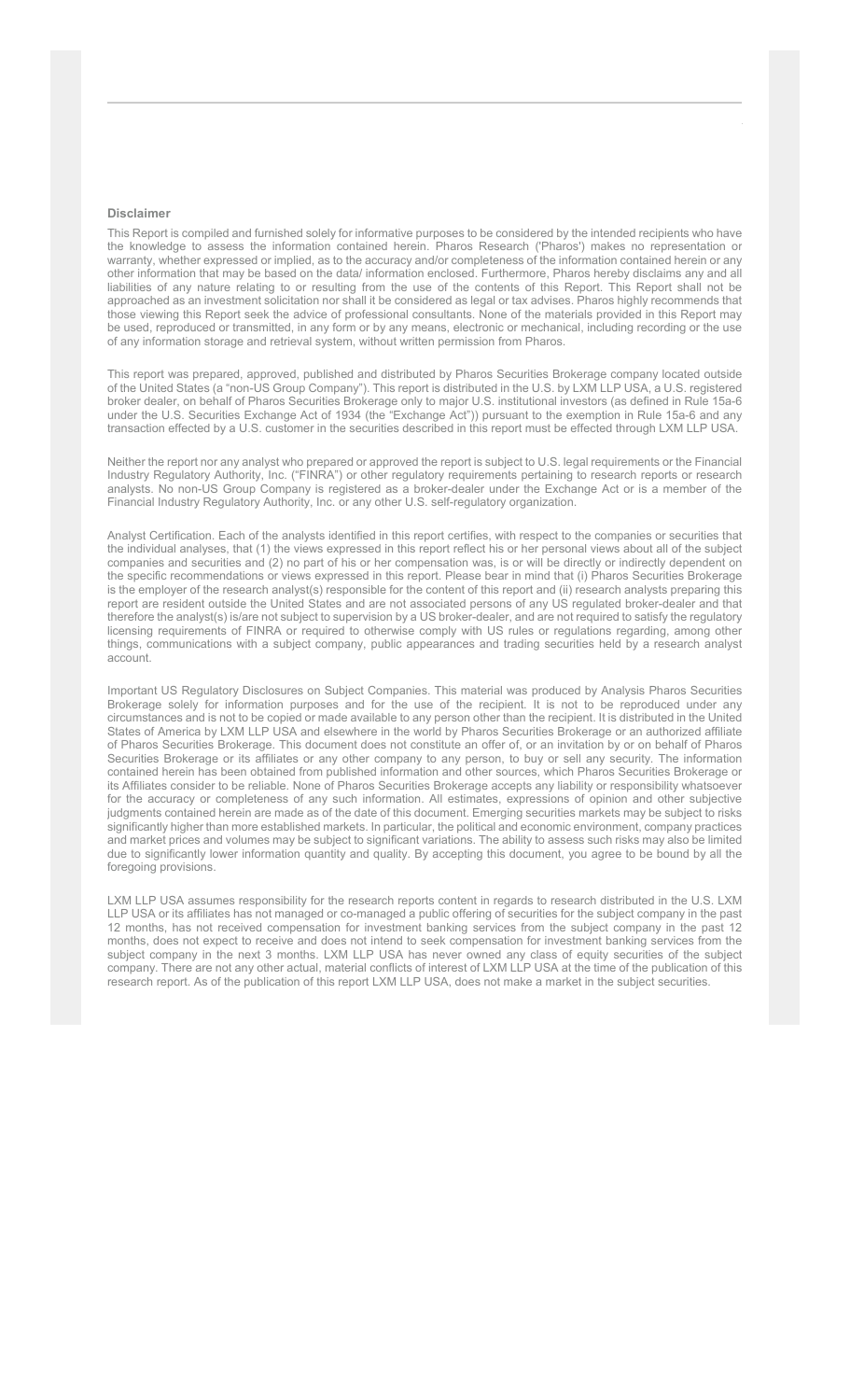## Disclaimer

This Report is compiled and furnished solely for informative purposes to be considered by the intended recipients who have the knowledge to assess the information contained herein. Pharos Research ('Pharos') makes no representation or warranty, whether expressed or implied, as to the accuracy and/or completeness of the information contained herein or any other information that may be based on the data/ information enclosed. Furthermore, Pharos hereby disclaims any and all liabilities of any nature relating to or resulting from the use of the contents of this Report. This Report shall not be approached as an investment solicitation nor shall it be considered as legal or tax advises. Pharos highly recommends that those viewing this Report seek the advice of professional consultants. None of the materials provided in this Report may be used, reproduced or transmitted, in any form or by any means, electronic or mechanical, including recording or the use of any information storage and retrieval system, without written permission from Pharos.

This report was prepared, approved, published and distributed by Pharos Securities Brokerage company located outside of the United States (a "non-US Group Company"). This report is distributed in the U.S. by LXM LLP USA, a U.S. registered broker dealer, on behalf of Pharos Securities Brokerage only to major U.S. institutional investors (as defined in Rule 15a-6 under the U.S. Securities Exchange Act of 1934 (the "Exchange Act")) pursuant to the exemption in Rule 15a-6 and any transaction effected by a U.S. customer in the securities described in this report must be effected through LXM LLP USA.

Neither the report nor any analyst who prepared or approved the report is subject to U.S. legal requirements or the Financial Industry Regulatory Authority, Inc. ("FINRA") or other regulatory requirements pertaining to research reports or research analysts. No non-US Group Company is registered as a broker-dealer under the Exchange Act or is a member of the Financial Industry Regulatory Authority, Inc. or any other U.S. self-regulatory organization.

Analyst Certification. Each of the analysts identified in this report certifies, with respect to the companies or securities that the individual analyses, that (1) the views expressed in this report reflect his or her personal views about all of the subject companies and securities and (2) no part of his or her compensation was, is or will be directly or indirectly dependent on the specific recommendations or views expressed in this report. Please bear in mind that (i) Pharos Securities Brokerage is the employer of the research analyst(s) responsible for the content of this report and (ii) research analysts preparing this report are resident outside the United States and are not associated persons of any US regulated broker-dealer and that therefore the analyst(s) is/are not subject to supervision by a US broker-dealer, and are not required to satisfy the regulatory licensing requirements of FINRA or required to otherwise comply with US rules or regulations regarding, among other things, communications with a subject company, public appearances and trading securities held by a research analyst account.

Important US Regulatory Disclosures on Subject Companies. This material was produced by Analysis Pharos Securities Brokerage solely for information purposes and for the use of the recipient. It is not to be reproduced under any circumstances and is not to be copied or made available to any person other than the recipient. It is distributed in the United States of America by LXM LLP USA and elsewhere in the world by Pharos Securities Brokerage or an authorized affiliate of Pharos Securities Brokerage. This document does not constitute an offer of, or an invitation by or on behalf of Pharos Securities Brokerage or its affiliates or any other company to any person, to buy or sell any security. The information contained herein has been obtained from published information and other sources, which Pharos Securities Brokerage or its Affiliates consider to be reliable. None of Pharos Securities Brokerage accepts any liability or responsibility whatsoever for the accuracy or completeness of any such information. All estimates, expressions of opinion and other subjective judgments contained herein are made as of the date of this document. Emerging securities markets may be subject to risks significantly higher than more established markets. In particular, the political and economic environment, company practices and market prices and volumes may be subject to significant variations. The ability to assess such risks may also be limited due to significantly lower information quantity and quality. By accepting this document, you agree to be bound by all the foregoing provisions.

LXM LLP USA assumes responsibility for the research reports content in regards to research distributed in the U.S. LXM LLP USA or its affiliates has not managed or co-managed a public offering of securities for the subject company in the past 12 months, has not received compensation for investment banking services from the subject company in the past 12 months, does not expect to receive and does not intend to seek compensation for investment banking services from the subject company in the next 3 months. LXM LLP USA has never owned any class of equity securities of the subject company. There are not any other actual, material conflicts of interest of LXM LLP USA at the time of the publication of this research report. As of the publication of this report LXM LLP USA, does not make a market in the subject securities.